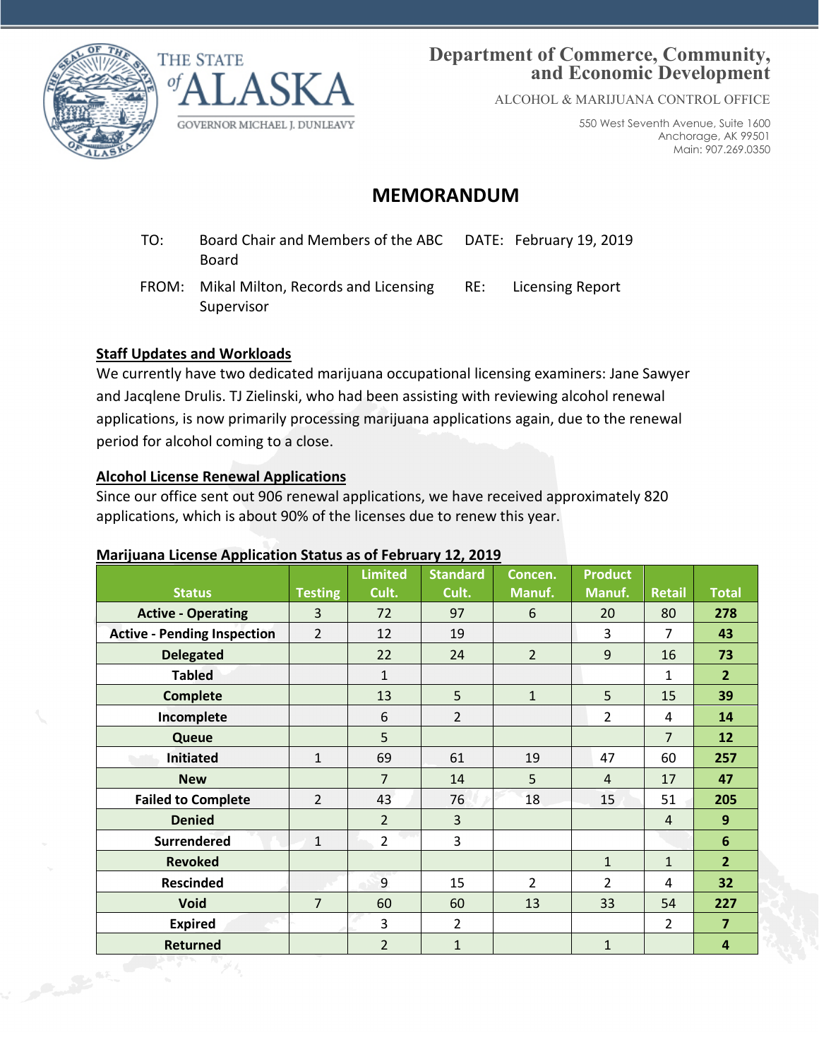# Department of Commerce, Community, and Economic Development

ALCOHOL & MARIJUANA CONTROL OFFICE

550 West Seventh Avenue, Suite 1600
Anchorage, AK 99501
Main: 907.269.0350

THE STATE of ALASKA
GOVERNOR MICHAEL J. DUNLEAVY

## MEMORANDUM

| | | | |
|---|---|---|---|
| TO: | Board Chair and Members of the ABC Board | DATE: | February 19, 2019 |
| FROM: | Mikal Milton, Records and Licensing Supervisor | RE: | Licensing Report |

### Staff Updates and Workloads

We currently have two dedicated marijuana occupational licensing examiners: Jane Sawyer and Jacqlene Drulis. TJ Zielinski, who had been assisting with reviewing alcohol renewal applications, is now primarily processing marijuana applications again, due to the renewal period for alcohol coming to a close.

### Alcohol License Renewal Applications

Since our office sent out 906 renewal applications, we have received approximately 820 applications, which is about 90% of the licenses due to renew this year.

### Marijuana License Application Status as of February 12, 2019

| Status | Testing | Limited Cult. | Standard Cult. | Concen. Manuf. | Product Manuf. | Retail | Total |
|---|---|---|---|---|---|---|---|
| **Active - Operating** | 3 | 72 | 97 | 6 | 20 | 80 | **278** |
| **Active - Pending Inspection** | 2 | 12 | 19 | | 3 | 7 | **43** |
| **Delegated** | | 22 | 24 | 2 | 9 | 16 | **73** |
| **Tabled** | | 1 | | | | 1 | **2** |
| **Complete** | | 13 | 5 | 1 | 5 | 15 | **39** |
| **Incomplete** | | 6 | 2 | | 2 | 4 | **14** |
| **Queue** | | 5 | | | | 7 | **12** |
| **Initiated** | 1 | 69 | 61 | 19 | 47 | 60 | **257** |
| **New** | | 7 | 14 | 5 | 4 | 17 | **47** |
| **Failed to Complete** | 2 | 43 | 76 | 18 | 15 | 51 | **205** |
| **Denied** | | 2 | 3 | | | 4 | **9** |
| **Surrendered** | 1 | 2 | 3 | | | | **6** |
| **Revoked** | | | | | 1 | 1 | **2** |
| **Rescinded** | | 9 | 15 | 2 | 2 | 4 | **32** |
| **Void** | 7 | 60 | 60 | 13 | 33 | 54 | **227** |
| **Expired** | | 3 | 2 | | | 2 | **7** |
| **Returned** | | 2 | 1 | | 1 | | **4** |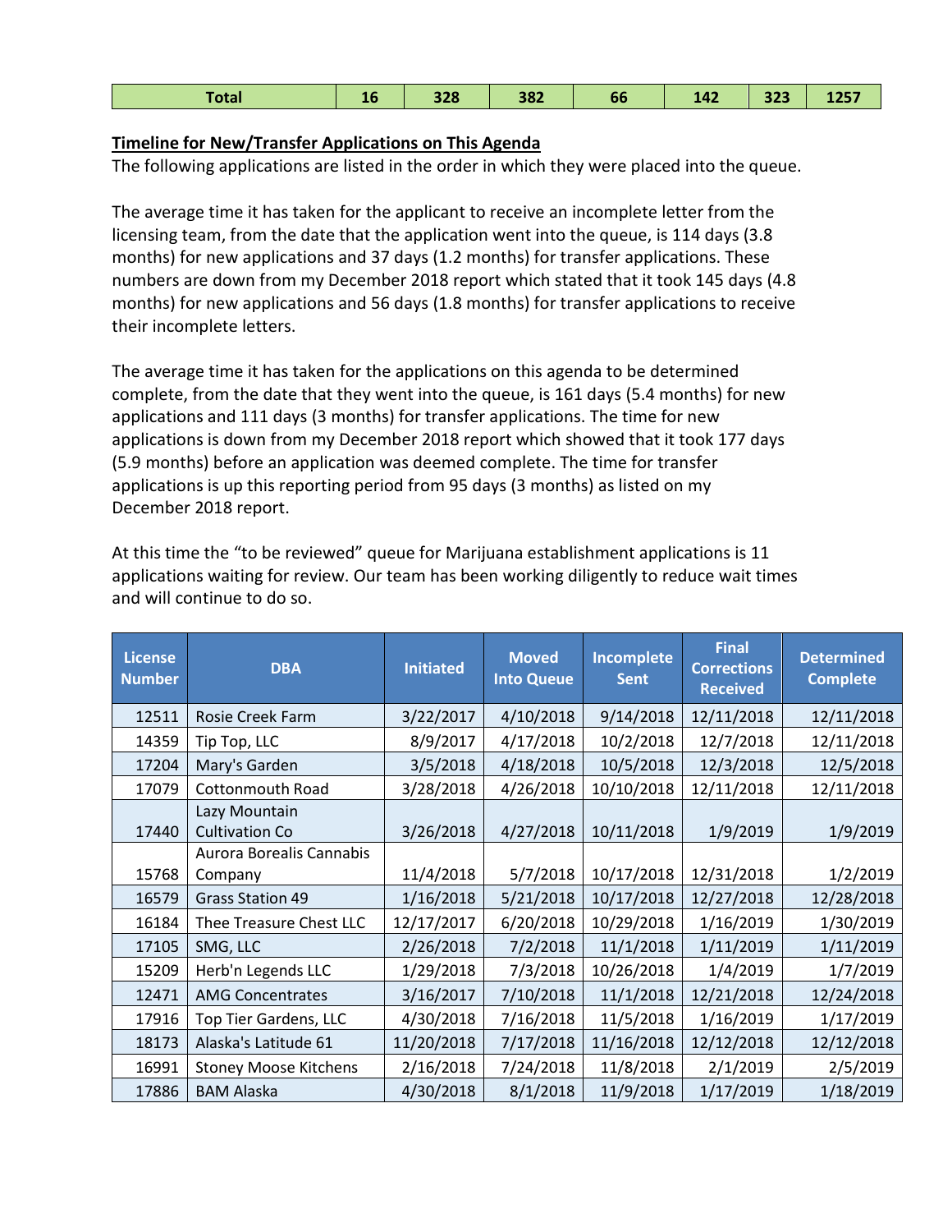| Total | 16 | 328 | 382 | 66 | 142 | 323 | 1257 |
|---|---|---|---|---|---|---|---|

**Timeline for New/Transfer Applications on This Agenda**

The following applications are listed in the order in which they were placed into the queue.

The average time it has taken for the applicant to receive an incomplete letter from the licensing team, from the date that the application went into the queue, is 114 days (3.8 months) for new applications and 37 days (1.2 months) for transfer applications. These numbers are down from my December 2018 report which stated that it took 145 days (4.8 months) for new applications and 56 days (1.8 months) for transfer applications to receive their incomplete letters.

The average time it has taken for the applications on this agenda to be determined complete, from the date that they went into the queue, is 161 days (5.4 months) for new applications and 111 days (3 months) for transfer applications. The time for new applications is down from my December 2018 report which showed that it took 177 days (5.9 months) before an application was deemed complete. The time for transfer applications is up this reporting period from 95 days (3 months) as listed on my December 2018 report.

At this time the "to be reviewed" queue for Marijuana establishment applications is 11 applications waiting for review. Our team has been working diligently to reduce wait times and will continue to do so.

| License Number | DBA | Initiated | Moved Into Queue | Incomplete Sent | Final Corrections Received | Determined Complete |
|---|---|---|---|---|---|---|
| 12511 | Rosie Creek Farm | 3/22/2017 | 4/10/2018 | 9/14/2018 | 12/11/2018 | 12/11/2018 |
| 14359 | Tip Top, LLC | 8/9/2017 | 4/17/2018 | 10/2/2018 | 12/7/2018 | 12/11/2018 |
| 17204 | Mary's Garden | 3/5/2018 | 4/18/2018 | 10/5/2018 | 12/3/2018 | 12/5/2018 |
| 17079 | Cottonmouth Road | 3/28/2018 | 4/26/2018 | 10/10/2018 | 12/11/2018 | 12/11/2018 |
| 17440 | Lazy Mountain Cultivation Co | 3/26/2018 | 4/27/2018 | 10/11/2018 | 1/9/2019 | 1/9/2019 |
| 15768 | Aurora Borealis Cannabis Company | 11/4/2018 | 5/7/2018 | 10/17/2018 | 12/31/2018 | 1/2/2019 |
| 16579 | Grass Station 49 | 1/16/2018 | 5/21/2018 | 10/17/2018 | 12/27/2018 | 12/28/2018 |
| 16184 | Thee Treasure Chest LLC | 12/17/2017 | 6/20/2018 | 10/29/2018 | 1/16/2019 | 1/30/2019 |
| 17105 | SMG, LLC | 2/26/2018 | 7/2/2018 | 11/1/2018 | 1/11/2019 | 1/11/2019 |
| 15209 | Herb'n Legends LLC | 1/29/2018 | 7/3/2018 | 10/26/2018 | 1/4/2019 | 1/7/2019 |
| 12471 | AMG Concentrates | 3/16/2017 | 7/10/2018 | 11/1/2018 | 12/21/2018 | 12/24/2018 |
| 17916 | Top Tier Gardens, LLC | 4/30/2018 | 7/16/2018 | 11/5/2018 | 1/16/2019 | 1/17/2019 |
| 18173 | Alaska's Latitude 61 | 11/20/2018 | 7/17/2018 | 11/16/2018 | 12/12/2018 | 12/12/2018 |
| 16991 | Stoney Moose Kitchens | 2/16/2018 | 7/24/2018 | 11/8/2018 | 2/1/2019 | 2/5/2019 |
| 17886 | BAM Alaska | 4/30/2018 | 8/1/2018 | 11/9/2018 | 1/17/2019 | 1/18/2019 |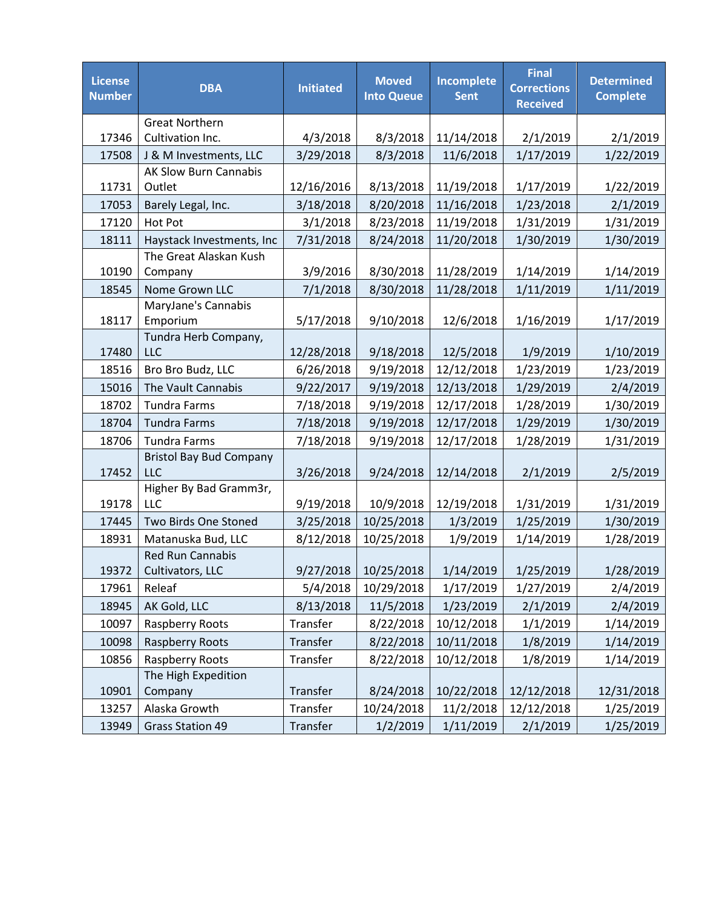| License Number | DBA | Initiated | Moved Into Queue | Incomplete Sent | Final Corrections Received | Determined Complete |
|---|---|---|---|---|---|---|
| 17346 | Great Northern Cultivation Inc. | 4/3/2018 | 8/3/2018 | 11/14/2018 | 2/1/2019 | 2/1/2019 |
| 17508 | J & M Investments, LLC | 3/29/2018 | 8/3/2018 | 11/6/2018 | 1/17/2019 | 1/22/2019 |
| 11731 | AK Slow Burn Cannabis Outlet | 12/16/2016 | 8/13/2018 | 11/19/2018 | 1/17/2019 | 1/22/2019 |
| 17053 | Barely Legal, Inc. | 3/18/2018 | 8/20/2018 | 11/16/2018 | 1/23/2018 | 2/1/2019 |
| 17120 | Hot Pot | 3/1/2018 | 8/23/2018 | 11/19/2018 | 1/31/2019 | 1/31/2019 |
| 18111 | Haystack Investments, Inc | 7/31/2018 | 8/24/2018 | 11/20/2018 | 1/30/2019 | 1/30/2019 |
| 10190 | The Great Alaskan Kush Company | 3/9/2016 | 8/30/2018 | 11/28/2019 | 1/14/2019 | 1/14/2019 |
| 18545 | Nome Grown LLC | 7/1/2018 | 8/30/2018 | 11/28/2018 | 1/11/2019 | 1/11/2019 |
| 18117 | MaryJane's Cannabis Emporium | 5/17/2018 | 9/10/2018 | 12/6/2018 | 1/16/2019 | 1/17/2019 |
| 17480 | Tundra Herb Company, LLC | 12/28/2018 | 9/18/2018 | 12/5/2018 | 1/9/2019 | 1/10/2019 |
| 18516 | Bro Bro Budz, LLC | 6/26/2018 | 9/19/2018 | 12/12/2018 | 1/23/2019 | 1/23/2019 |
| 15016 | The Vault Cannabis | 9/22/2017 | 9/19/2018 | 12/13/2018 | 1/29/2019 | 2/4/2019 |
| 18702 | Tundra Farms | 7/18/2018 | 9/19/2018 | 12/17/2018 | 1/28/2019 | 1/30/2019 |
| 18704 | Tundra Farms | 7/18/2018 | 9/19/2018 | 12/17/2018 | 1/29/2019 | 1/30/2019 |
| 18706 | Tundra Farms | 7/18/2018 | 9/19/2018 | 12/17/2018 | 1/28/2019 | 1/31/2019 |
| 17452 | Bristol Bay Bud Company LLC | 3/26/2018 | 9/24/2018 | 12/14/2018 | 2/1/2019 | 2/5/2019 |
| 19178 | Higher By Bad Gramm3r, LLC | 9/19/2018 | 10/9/2018 | 12/19/2018 | 1/31/2019 | 1/31/2019 |
| 17445 | Two Birds One Stoned | 3/25/2018 | 10/25/2018 | 1/3/2019 | 1/25/2019 | 1/30/2019 |
| 18931 | Matanuska Bud, LLC | 8/12/2018 | 10/25/2018 | 1/9/2019 | 1/14/2019 | 1/28/2019 |
| 19372 | Red Run Cannabis Cultivators, LLC | 9/27/2018 | 10/25/2018 | 1/14/2019 | 1/25/2019 | 1/28/2019 |
| 17961 | Releaf | 5/4/2018 | 10/29/2018 | 1/17/2019 | 1/27/2019 | 2/4/2019 |
| 18945 | AK Gold, LLC | 8/13/2018 | 11/5/2018 | 1/23/2019 | 2/1/2019 | 2/4/2019 |
| 10097 | Raspberry Roots | Transfer | 8/22/2018 | 10/12/2018 | 1/1/2019 | 1/14/2019 |
| 10098 | Raspberry Roots | Transfer | 8/22/2018 | 10/11/2018 | 1/8/2019 | 1/14/2019 |
| 10856 | Raspberry Roots | Transfer | 8/22/2018 | 10/12/2018 | 1/8/2019 | 1/14/2019 |
| 10901 | The High Expedition Company | Transfer | 8/24/2018 | 10/22/2018 | 12/12/2018 | 12/31/2018 |
| 13257 | Alaska Growth | Transfer | 10/24/2018 | 11/2/2018 | 12/12/2018 | 1/25/2019 |
| 13949 | Grass Station 49 | Transfer | 1/2/2019 | 1/11/2019 | 2/1/2019 | 1/25/2019 |